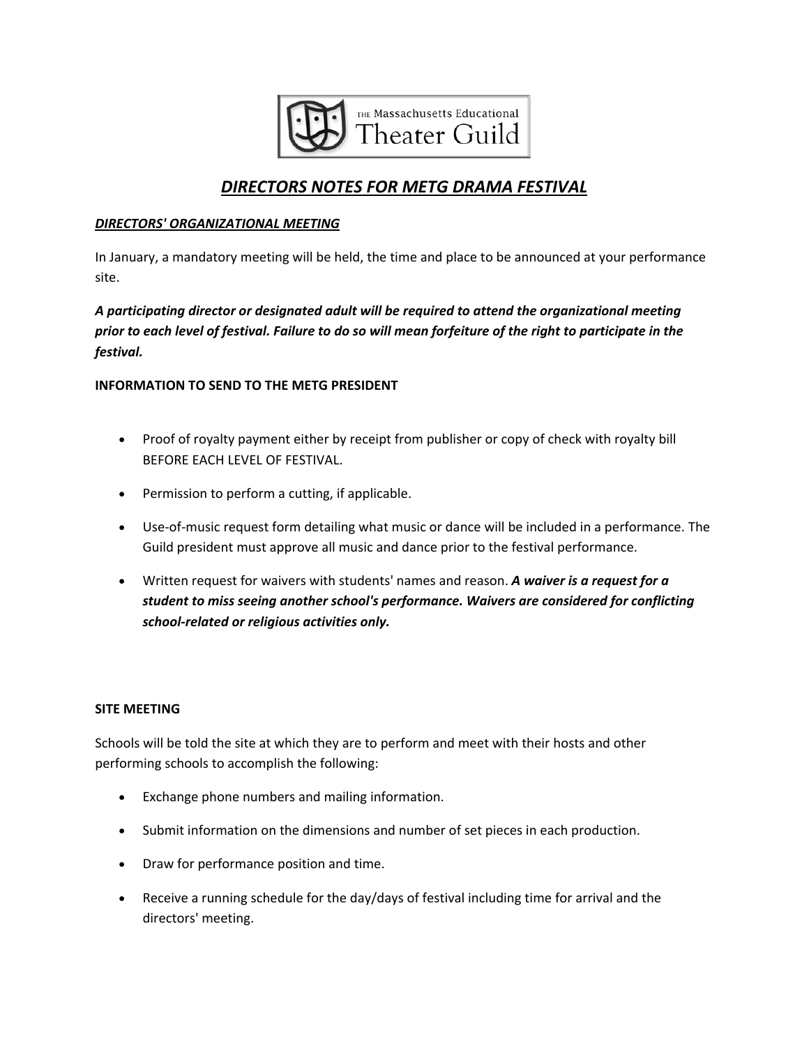THE Massachusetts Educational Theater Guild

# ***DIRECTORS NOTES FOR METG DRAMA FESTIVAL***

### ***DIRECTORS' ORGANIZATIONAL MEETING***

In January, a mandatory meeting will be held, the time and place to be announced at your performance site.

***A participating director or designated adult will be required to attend the organizational meeting prior to each level of festival. Failure to do so will mean forfeiture of the right to participate in the festival.***

### **INFORMATION TO SEND TO THE METG PRESIDENT**

- Proof of royalty payment either by receipt from publisher or copy of check with royalty bill BEFORE EACH LEVEL OF FESTIVAL.
- Permission to perform a cutting, if applicable.
- Use-of-music request form detailing what music or dance will be included in a performance. The Guild president must approve all music and dance prior to the festival performance.
- Written request for waivers with students' names and reason. ***A waiver is a request for a student to miss seeing another school's performance. Waivers are considered for conflicting school-related or religious activities only.***

### **SITE MEETING**

Schools will be told the site at which they are to perform and meet with their hosts and other performing schools to accomplish the following:

- Exchange phone numbers and mailing information.
- Submit information on the dimensions and number of set pieces in each production.
- Draw for performance position and time.
- Receive a running schedule for the day/days of festival including time for arrival and the directors' meeting.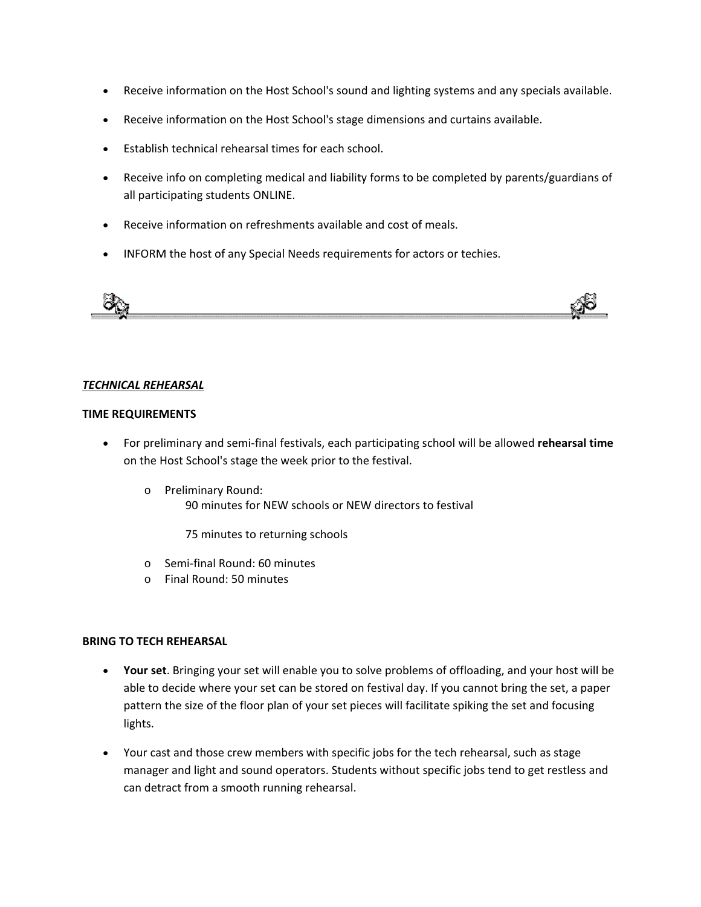- Receive information on the Host School's sound and lighting systems and any specials available.
- Receive information on the Host School's stage dimensions and curtains available.
- Establish technical rehearsal times for each school.
- Receive info on completing medical and liability forms to be completed by parents/guardians of all participating students ONLINE.
- Receive information on refreshments available and cost of meals.
- INFORM the host of any Special Needs requirements for actors or techies.

---

***TECHNICAL REHEARSAL***

**TIME REQUIREMENTS**

- For preliminary and semi-final festivals, each participating school will be allowed **rehearsal time** on the Host School's stage the week prior to the festival.
  - Preliminary Round:
    90 minutes for NEW schools or NEW directors to festival

    75 minutes to returning schools
  - Semi-final Round: 60 minutes
  - Final Round: 50 minutes

**BRING TO TECH REHEARSAL**

- **Your set**. Bringing your set will enable you to solve problems of offloading, and your host will be able to decide where your set can be stored on festival day. If you cannot bring the set, a paper pattern the size of the floor plan of your set pieces will facilitate spiking the set and focusing lights.
- Your cast and those crew members with specific jobs for the tech rehearsal, such as stage manager and light and sound operators. Students without specific jobs tend to get restless and can detract from a smooth running rehearsal.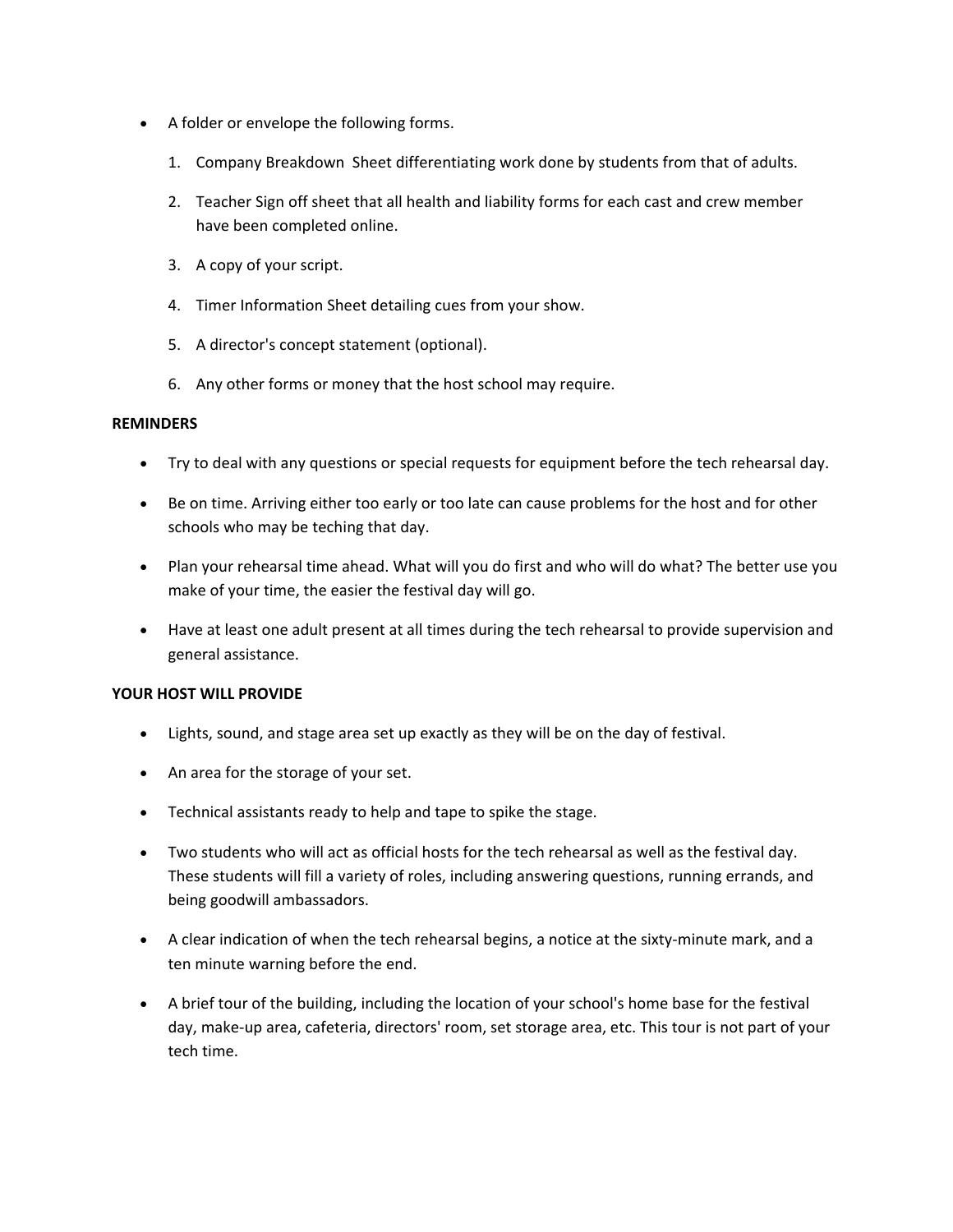- A folder or envelope the following forms.
    1. Company Breakdown  Sheet differentiating work done by students from that of adults.
    2. Teacher Sign off sheet that all health and liability forms for each cast and crew member have been completed online.
    3. A copy of your script.
    4. Timer Information Sheet detailing cues from your show.
    5. A director's concept statement (optional).
    6. Any other forms or money that the host school may require.

**REMINDERS**

- Try to deal with any questions or special requests for equipment before the tech rehearsal day.
- Be on time. Arriving either too early or too late can cause problems for the host and for other schools who may be teching that day.
- Plan your rehearsal time ahead. What will you do first and who will do what? The better use you make of your time, the easier the festival day will go.
- Have at least one adult present at all times during the tech rehearsal to provide supervision and general assistance.

**YOUR HOST WILL PROVIDE**

- Lights, sound, and stage area set up exactly as they will be on the day of festival.
- An area for the storage of your set.
- Technical assistants ready to help and tape to spike the stage.
- Two students who will act as official hosts for the tech rehearsal as well as the festival day. These students will fill a variety of roles, including answering questions, running errands, and being goodwill ambassadors.
- A clear indication of when the tech rehearsal begins, a notice at the sixty-minute mark, and a ten minute warning before the end.
- A brief tour of the building, including the location of your school's home base for the festival day, make-up area, cafeteria, directors' room, set storage area, etc. This tour is not part of your tech time.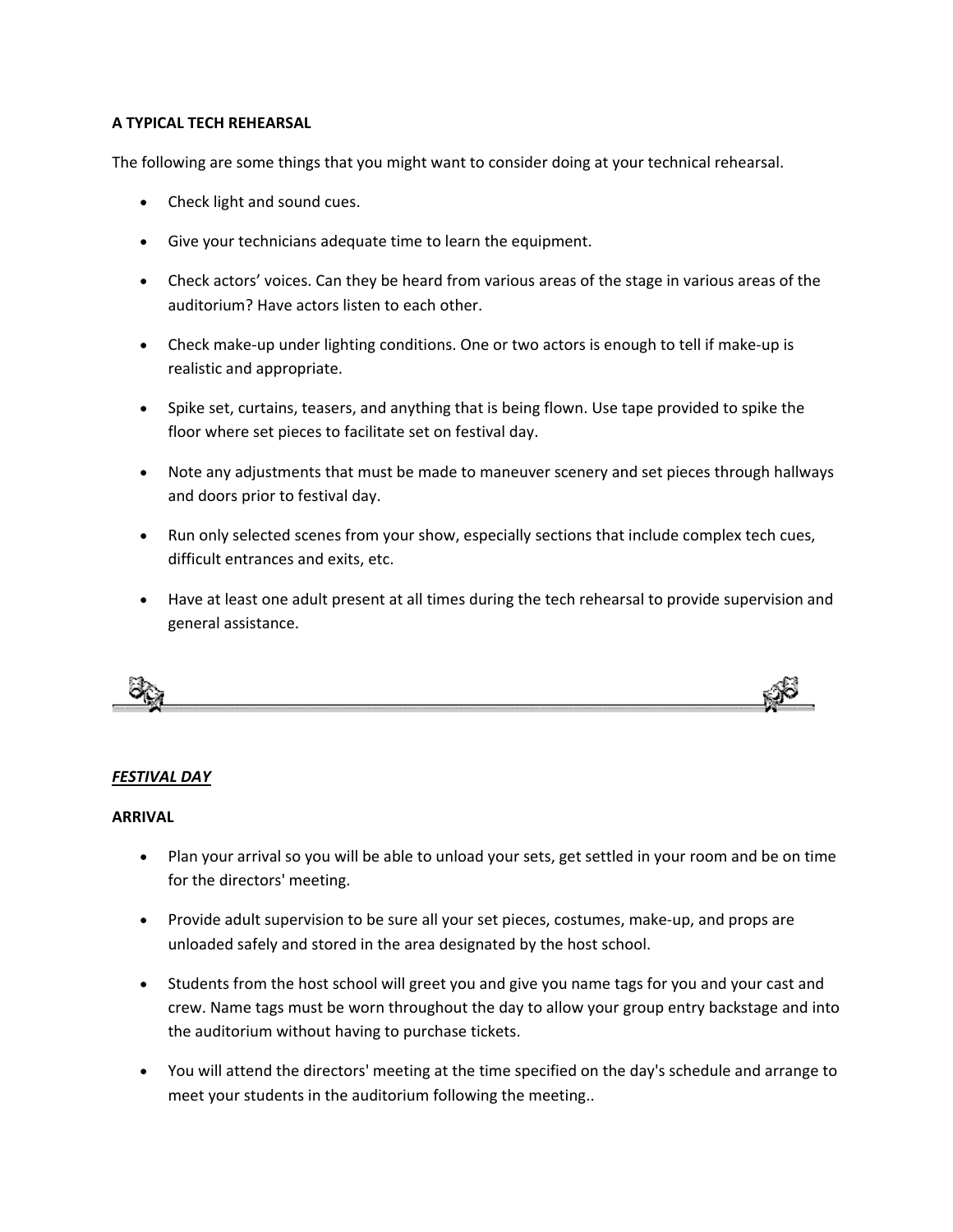**A TYPICAL TECH REHEARSAL**

The following are some things that you might want to consider doing at your technical rehearsal.

- Check light and sound cues.
- Give your technicians adequate time to learn the equipment.
- Check actors' voices. Can they be heard from various areas of the stage in various areas of the auditorium? Have actors listen to each other.
- Check make-up under lighting conditions. One or two actors is enough to tell if make-up is realistic and appropriate.
- Spike set, curtains, teasers, and anything that is being flown. Use tape provided to spike the floor where set pieces to facilitate set on festival day.
- Note any adjustments that must be made to maneuver scenery and set pieces through hallways and doors prior to festival day.
- Run only selected scenes from your show, especially sections that include complex tech cues, difficult entrances and exits, etc.
- Have at least one adult present at all times during the tech rehearsal to provide supervision and general assistance.

---

***FESTIVAL DAY***

**ARRIVAL**

- Plan your arrival so you will be able to unload your sets, get settled in your room and be on time for the directors' meeting.
- Provide adult supervision to be sure all your set pieces, costumes, make-up, and props are unloaded safely and stored in the area designated by the host school.
- Students from the host school will greet you and give you name tags for you and your cast and crew. Name tags must be worn throughout the day to allow your group entry backstage and into the auditorium without having to purchase tickets.
- You will attend the directors' meeting at the time specified on the day's schedule and arrange to meet your students in the auditorium following the meeting..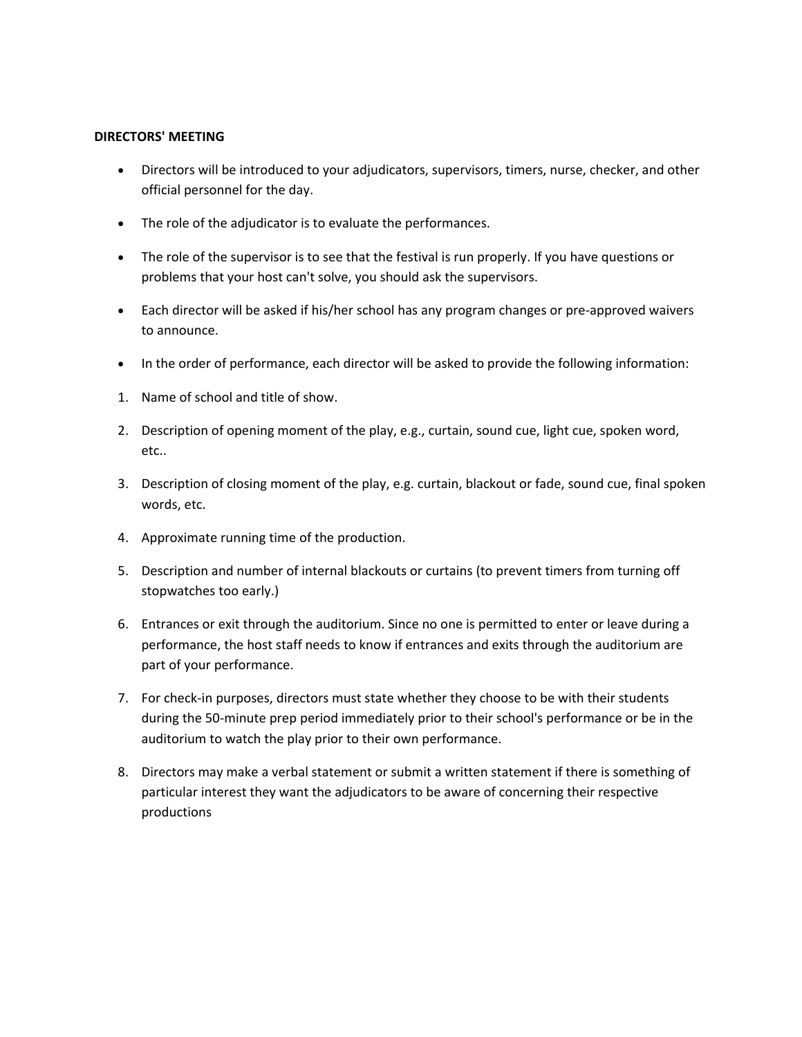**DIRECTORS' MEETING**

- Directors will be introduced to your adjudicators, supervisors, timers, nurse, checker, and other official personnel for the day.
- The role of the adjudicator is to evaluate the performances.
- The role of the supervisor is to see that the festival is run properly. If you have questions or problems that your host can't solve, you should ask the supervisors.
- Each director will be asked if his/her school has any program changes or pre-approved waivers to announce.
- In the order of performance, each director will be asked to provide the following information:

1. Name of school and title of show.
2. Description of opening moment of the play, e.g., curtain, sound cue, light cue, spoken word, etc..
3. Description of closing moment of the play, e.g. curtain, blackout or fade, sound cue, final spoken words, etc.
4. Approximate running time of the production.
5. Description and number of internal blackouts or curtains (to prevent timers from turning off stopwatches too early.)
6. Entrances or exit through the auditorium. Since no one is permitted to enter or leave during a performance, the host staff needs to know if entrances and exits through the auditorium are part of your performance.
7. For check-in purposes, directors must state whether they choose to be with their students during the 50-minute prep period immediately prior to their school's performance or be in the auditorium to watch the play prior to their own performance.
8. Directors may make a verbal statement or submit a written statement if there is something of particular interest they want the adjudicators to be aware of concerning their respective productions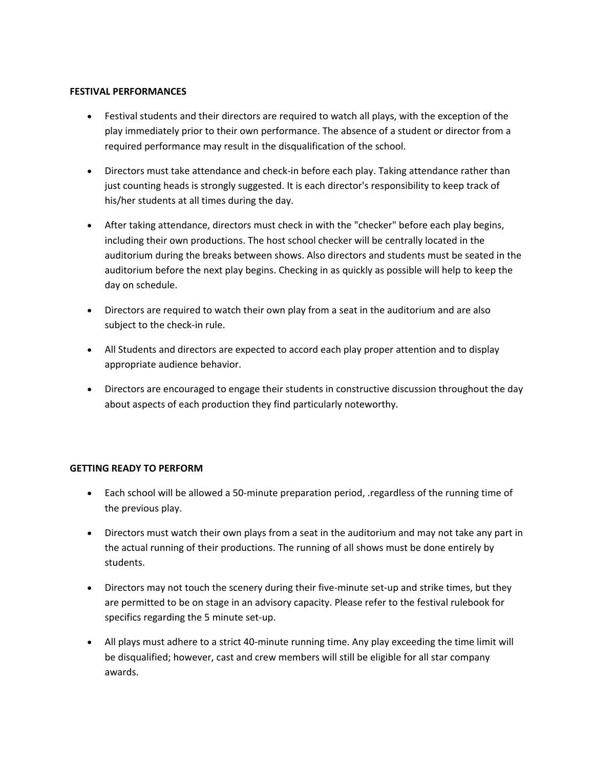**FESTIVAL PERFORMANCES**

- Festival students and their directors are required to watch all plays, with the exception of the play immediately prior to their own performance. The absence of a student or director from a required performance may result in the disqualification of the school.

- Directors must take attendance and check-in before each play. Taking attendance rather than just counting heads is strongly suggested. It is each director's responsibility to keep track of his/her students at all times during the day.

- After taking attendance, directors must check in with the "checker" before each play begins, including their own productions. The host school checker will be centrally located in the auditorium during the breaks between shows. Also directors and students must be seated in the auditorium before the next play begins. Checking in as quickly as possible will help to keep the day on schedule.

- Directors are required to watch their own play from a seat in the auditorium and are also subject to the check-in rule.

- All Students and directors are expected to accord each play proper attention and to display appropriate audience behavior.

- Directors are encouraged to engage their students in constructive discussion throughout the day about aspects of each production they find particularly noteworthy.

**GETTING READY TO PERFORM**

- Each school will be allowed a 50-minute preparation period, .regardless of the running time of the previous play.

- Directors must watch their own plays from a seat in the auditorium and may not take any part in the actual running of their productions. The running of all shows must be done entirely by students.

- Directors may not touch the scenery during their five-minute set-up and strike times, but they are permitted to be on stage in an advisory capacity. Please refer to the festival rulebook for specifics regarding the 5 minute set-up.

- All plays must adhere to a strict 40-minute running time. Any play exceeding the time limit will be disqualified; however, cast and crew members will still be eligible for all star company awards.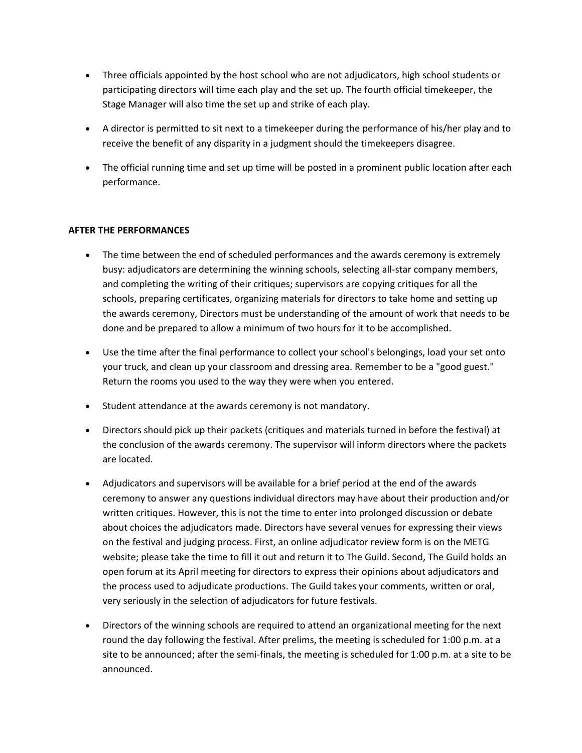- Three officials appointed by the host school who are not adjudicators, high school students or participating directors will time each play and the set up. The fourth official timekeeper, the Stage Manager will also time the set up and strike of each play.
- A director is permitted to sit next to a timekeeper during the performance of his/her play and to receive the benefit of any disparity in a judgment should the timekeepers disagree.
- The official running time and set up time will be posted in a prominent public location after each performance.

**AFTER THE PERFORMANCES**

- The time between the end of scheduled performances and the awards ceremony is extremely busy: adjudicators are determining the winning schools, selecting all-star company members, and completing the writing of their critiques; supervisors are copying critiques for all the schools, preparing certificates, organizing materials for directors to take home and setting up the awards ceremony, Directors must be understanding of the amount of work that needs to be done and be prepared to allow a minimum of two hours for it to be accomplished.
- Use the time after the final performance to collect your school's belongings, load your set onto your truck, and clean up your classroom and dressing area. Remember to be a "good guest." Return the rooms you used to the way they were when you entered.
- Student attendance at the awards ceremony is not mandatory.
- Directors should pick up their packets (critiques and materials turned in before the festival) at the conclusion of the awards ceremony. The supervisor will inform directors where the packets are located.
- Adjudicators and supervisors will be available for a brief period at the end of the awards ceremony to answer any questions individual directors may have about their production and/or written critiques. However, this is not the time to enter into prolonged discussion or debate about choices the adjudicators made. Directors have several venues for expressing their views on the festival and judging process. First, an online adjudicator review form is on the METG website; please take the time to fill it out and return it to The Guild. Second, The Guild holds an open forum at its April meeting for directors to express their opinions about adjudicators and the process used to adjudicate productions. The Guild takes your comments, written or oral, very seriously in the selection of adjudicators for future festivals.
- Directors of the winning schools are required to attend an organizational meeting for the next round the day following the festival. After prelims, the meeting is scheduled for 1:00 p.m. at a site to be announced; after the semi-finals, the meeting is scheduled for 1:00 p.m. at a site to be announced.